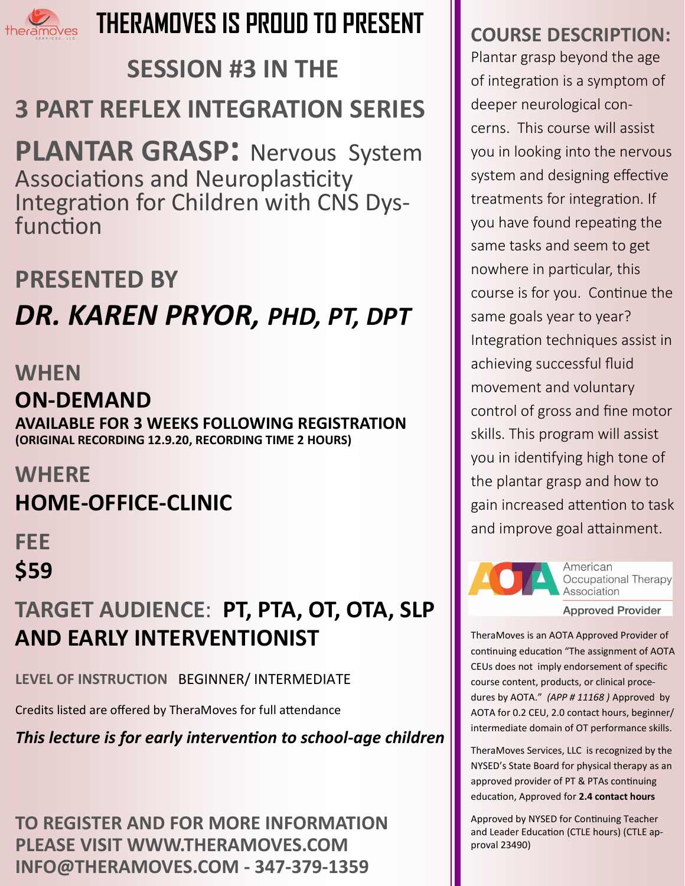# THERAMOVES IS PROUD TO PRESENT

## SESSION #3 IN THE

## 3 PART REFLEX INTEGRATION SERIES

## PLANTAR GRASP: Nervous System Associations and Neuroplasticity Integration for Children with CNS Dysfunction

## PRESENTED BY

## *DR. KAREN PRYOR, PHD, PT, DPT*

**WHEN**

**ON-DEMAND**

**AVAILABLE FOR 3 WEEKS FOLLOWING REGISTRATION**

**(ORIGINAL RECORDING 12.9.20, RECORDING TIME 2 HOURS)**

**WHERE**

**HOME-OFFICE-CLINIC**

**FEE**

**$59**

**TARGET AUDIENCE: PT, PTA, OT, OTA, SLP AND EARLY INTERVENTIONIST**

**LEVEL OF INSTRUCTION** BEGINNER/ INTERMEDIATE

Credits listed are offered by TheraMoves for full attendance

***This lecture is for early intervention to school-age children***

**TO REGISTER AND FOR MORE INFORMATION PLEASE VISIT WWW.THERAMOVES.COM INFO@THERAMOVES.COM - 347-379-1359**

## COURSE DESCRIPTION:

Plantar grasp beyond the age of integration is a symptom of deeper neurological concerns. This course will assist you in looking into the nervous system and designing effective treatments for integration. If you have found repeating the same tasks and seem to get nowhere in particular, this course is for you. Continue the same goals year to year? Integration techniques assist in achieving successful fluid movement and voluntary control of gross and fine motor skills. This program will assist you in identifying high tone of the plantar grasp and how to gain increased attention to task and improve goal attainment.

AOTA American Occupational Therapy Association Approved Provider

TheraMoves is an AOTA Approved Provider of continuing education "The assignment of AOTA CEUs does not imply endorsement of specific course content, products, or clinical procedures by AOTA." *(APP # 11168 )* Approved by AOTA for 0.2 CEU, 2.0 contact hours, beginner/ intermediate domain of OT performance skills.

TheraMoves Services, LLC is recognized by the NYSED's State Board for physical therapy as an approved provider of PT & PTAs continuing education, Approved for **2.4 contact hours**

Approved by NYSED for Continuing Teacher and Leader Education (CTLE hours) (CTLE approval 23490)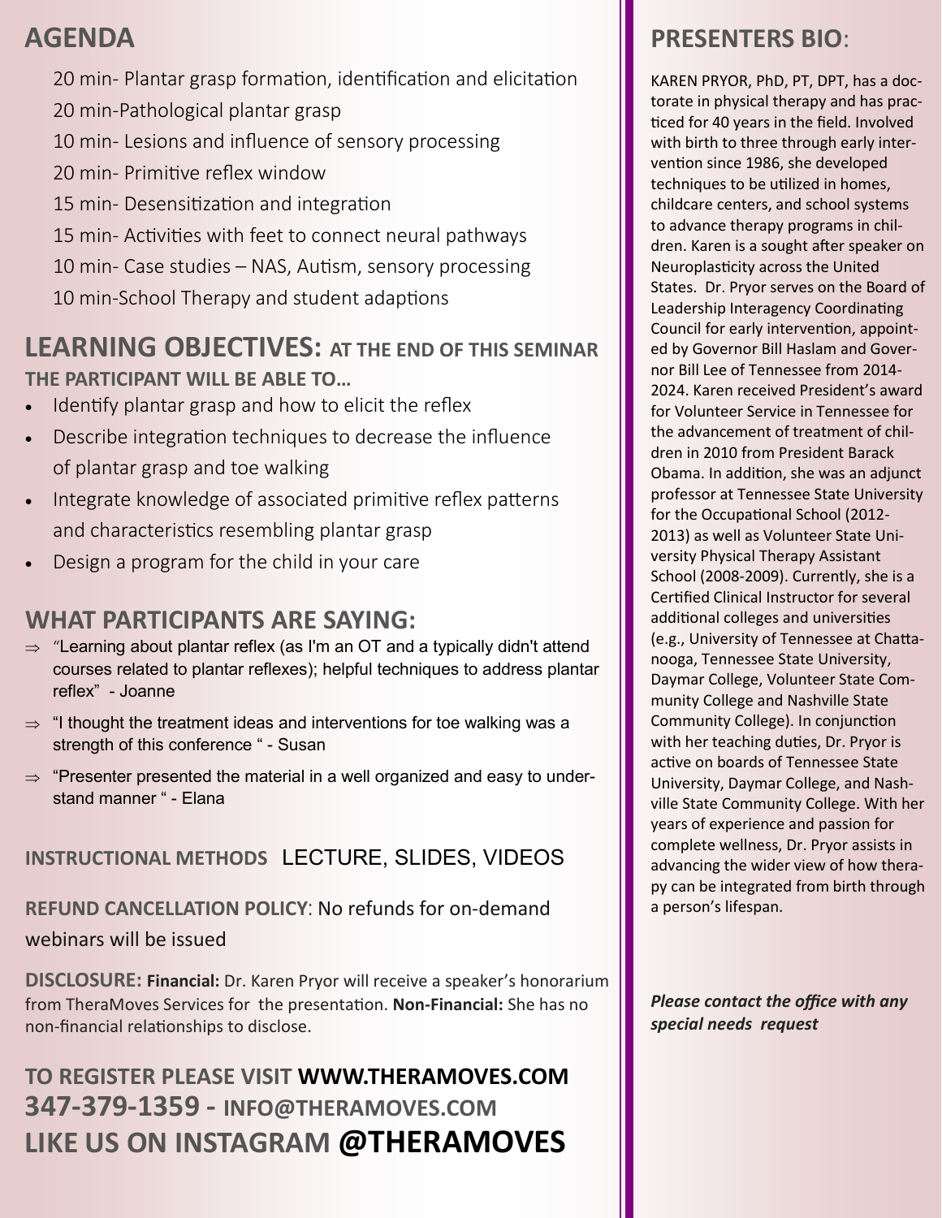## AGENDA

20 min- Plantar grasp formation, identification and elicitation
20 min-Pathological plantar grasp
10 min- Lesions and influence of sensory processing
20 min- Primitive reflex window
15 min- Desensitization and integration
15 min- Activities with feet to connect neural pathways
10 min- Case studies – NAS, Autism, sensory processing
10 min-School Therapy and student adaptions

## LEARNING OBJECTIVES: AT THE END OF THIS SEMINAR THE PARTICIPANT WILL BE ABLE TO…

- Identify plantar grasp and how to elicit the reflex
- Describe integration techniques to decrease the influence of plantar grasp and toe walking
- Integrate knowledge of associated primitive reflex patterns and characteristics resembling plantar grasp
- Design a program for the child in your care

## WHAT PARTICIPANTS ARE SAYING:

⇒ "Learning about plantar reflex (as I'm an OT and a typically didn't attend courses related to plantar reflexes); helpful techniques to address plantar reflex" - Joanne

⇒ "I thought the treatment ideas and interventions for toe walking was a strength of this conference " - Susan

⇒ "Presenter presented the material in a well organized and easy to understand manner " - Elana

**INSTRUCTIONAL METHODS** LECTURE, SLIDES, VIDEOS

**REFUND CANCELLATION POLICY**: No refunds for on-demand webinars will be issued

**DISCLOSURE: Financial:** Dr. Karen Pryor will receive a speaker's honorarium from TheraMoves Services for the presentation. **Non-Financial:** She has no non-financial relationships to disclose.

## TO REGISTER PLEASE VISIT WWW.THERAMOVES.COM
## 347-379-1359 - INFO@THERAMOVES.COM
## LIKE US ON INSTAGRAM @THERAMOVES

## PRESENTERS BIO:

KAREN PRYOR, PhD, PT, DPT, has a doctorate in physical therapy and has practiced for 40 years in the field. Involved with birth to three through early intervention since 1986, she developed techniques to be utilized in homes, childcare centers, and school systems to advance therapy programs in children. Karen is a sought after speaker on Neuroplasticity across the United States. Dr. Pryor serves on the Board of Leadership Interagency Coordinating Council for early intervention, appointed by Governor Bill Haslam and Governor Bill Lee of Tennessee from 2014-2024. Karen received President's award for Volunteer Service in Tennessee for the advancement of treatment of children in 2010 from President Barack Obama. In addition, she was an adjunct professor at Tennessee State University for the Occupational School (2012-2013) as well as Volunteer State University Physical Therapy Assistant School (2008-2009). Currently, she is a Certified Clinical Instructor for several additional colleges and universities (e.g., University of Tennessee at Chattanooga, Tennessee State University, Daymar College, Volunteer State Community College and Nashville State Community College). In conjunction with her teaching duties, Dr. Pryor is active on boards of Tennessee State University, Daymar College, and Nashville State Community College. With her years of experience and passion for complete wellness, Dr. Pryor assists in advancing the wider view of how therapy can be integrated from birth through a person's lifespan.

***Please contact the office with any special needs request***